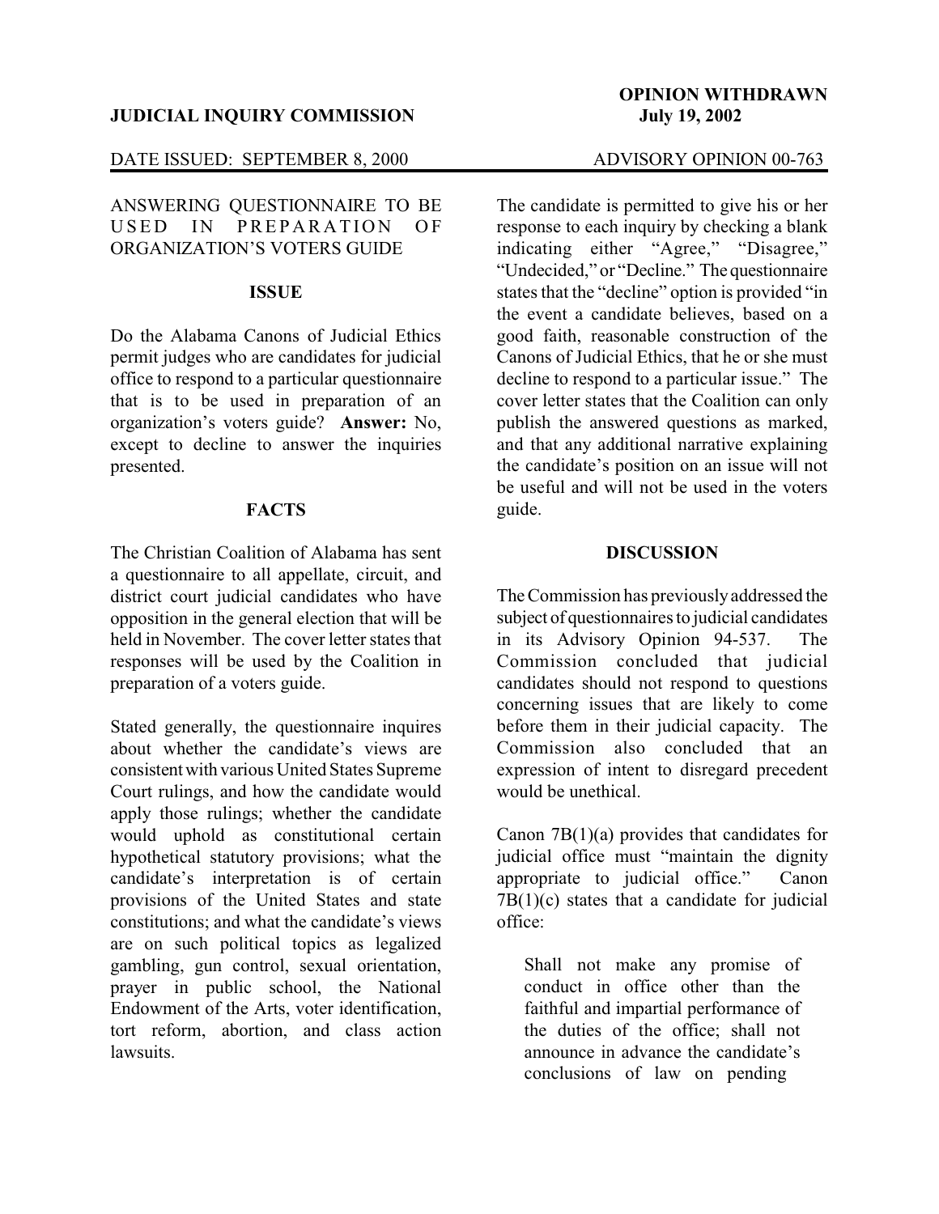**JUDICIAL INQUIRY COMMISSION**

**OPINION WITHDRAWN**
**July 19, 2002**

DATE ISSUED: SEPTEMBER 8, 2000 ADVISORY OPINION 00-763

ANSWERING QUESTIONNAIRE TO BE USED IN PREPARATION OF ORGANIZATION'S VOTERS GUIDE

## ISSUE

Do the Alabama Canons of Judicial Ethics permit judges who are candidates for judicial office to respond to a particular questionnaire that is to be used in preparation of an organization's voters guide? **Answer:** No, except to decline to answer the inquiries presented.

## FACTS

The Christian Coalition of Alabama has sent a questionnaire to all appellate, circuit, and district court judicial candidates who have opposition in the general election that will be held in November. The cover letter states that responses will be used by the Coalition in preparation of a voters guide.

Stated generally, the questionnaire inquires about whether the candidate's views are consistent with various United States Supreme Court rulings, and how the candidate would apply those rulings; whether the candidate would uphold as constitutional certain hypothetical statutory provisions; what the candidate's interpretation is of certain provisions of the United States and state constitutions; and what the candidate's views are on such political topics as legalized gambling, gun control, sexual orientation, prayer in public school, the National Endowment of the Arts, voter identification, tort reform, abortion, and class action lawsuits.

The candidate is permitted to give his or her response to each inquiry by checking a blank indicating either "Agree," "Disagree," "Undecided," or "Decline." The questionnaire states that the "decline" option is provided "in the event a candidate believes, based on a good faith, reasonable construction of the Canons of Judicial Ethics, that he or she must decline to respond to a particular issue." The cover letter states that the Coalition can only publish the answered questions as marked, and that any additional narrative explaining the candidate's position on an issue will not be useful and will not be used in the voters guide.

## DISCUSSION

The Commission has previously addressed the subject of questionnaires to judicial candidates in its Advisory Opinion 94-537. The Commission concluded that judicial candidates should not respond to questions concerning issues that are likely to come before them in their judicial capacity. The Commission also concluded that an expression of intent to disregard precedent would be unethical.

Canon 7B(1)(a) provides that candidates for judicial office must "maintain the dignity appropriate to judicial office." Canon 7B(1)(c) states that a candidate for judicial office:

> Shall not make any promise of conduct in office other than the faithful and impartial performance of the duties of the office; shall not announce in advance the candidate's conclusions of law on pending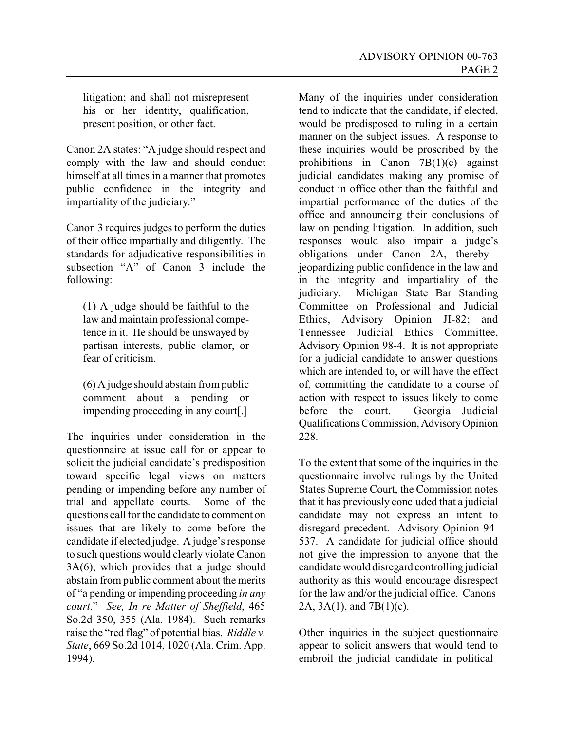> litigation; and shall not misrepresent his or her identity, qualification, present position, or other fact.

Canon 2A states: "A judge should respect and comply with the law and should conduct himself at all times in a manner that promotes public confidence in the integrity and impartiality of the judiciary."

Canon 3 requires judges to perform the duties of their office impartially and diligently. The standards for adjudicative responsibilities in subsection "A" of Canon 3 include the following:

> (1) A judge should be faithful to the law and maintain professional competence in it. He should be unswayed by partisan interests, public clamor, or fear of criticism.
>
> (6) A judge should abstain from public comment about a pending or impending proceeding in any court[.]

The inquiries under consideration in the questionnaire at issue call for or appear to solicit the judicial candidate's predisposition toward specific legal views on matters pending or impending before any number of trial and appellate courts. Some of the questions call for the candidate to comment on issues that are likely to come before the candidate if elected judge. A judge's response to such questions would clearly violate Canon 3A(6), which provides that a judge should abstain from public comment about the merits of "a pending or impending proceeding *in any court*." *See, In re Matter of Sheffield*, 465 So.2d 350, 355 (Ala. 1984). Such remarks raise the "red flag" of potential bias. *Riddle v. State*, 669 So.2d 1014, 1020 (Ala. Crim. App. 1994).

Many of the inquiries under consideration tend to indicate that the candidate, if elected, would be predisposed to ruling in a certain manner on the subject issues. A response to these inquiries would be proscribed by the prohibitions in Canon 7B(1)(c) against judicial candidates making any promise of conduct in office other than the faithful and impartial performance of the duties of the office and announcing their conclusions of law on pending litigation. In addition, such responses would also impair a judge's obligations under Canon 2A, thereby jeopardizing public confidence in the law and in the integrity and impartiality of the judiciary. Michigan State Bar Standing Committee on Professional and Judicial Ethics, Advisory Opinion JI-82; and Tennessee Judicial Ethics Committee, Advisory Opinion 98-4. It is not appropriate for a judicial candidate to answer questions which are intended to, or will have the effect of, committing the candidate to a course of action with respect to issues likely to come before the court. Georgia Judicial Qualifications Commission, Advisory Opinion 228.

To the extent that some of the inquiries in the questionnaire involve rulings by the United States Supreme Court, the Commission notes that it has previously concluded that a judicial candidate may not express an intent to disregard precedent. Advisory Opinion 94-537. A candidate for judicial office should not give the impression to anyone that the candidate would disregard controlling judicial authority as this would encourage disrespect for the law and/or the judicial office. Canons 2A, 3A(1), and 7B(1)(c).

Other inquiries in the subject questionnaire appear to solicit answers that would tend to embroil the judicial candidate in political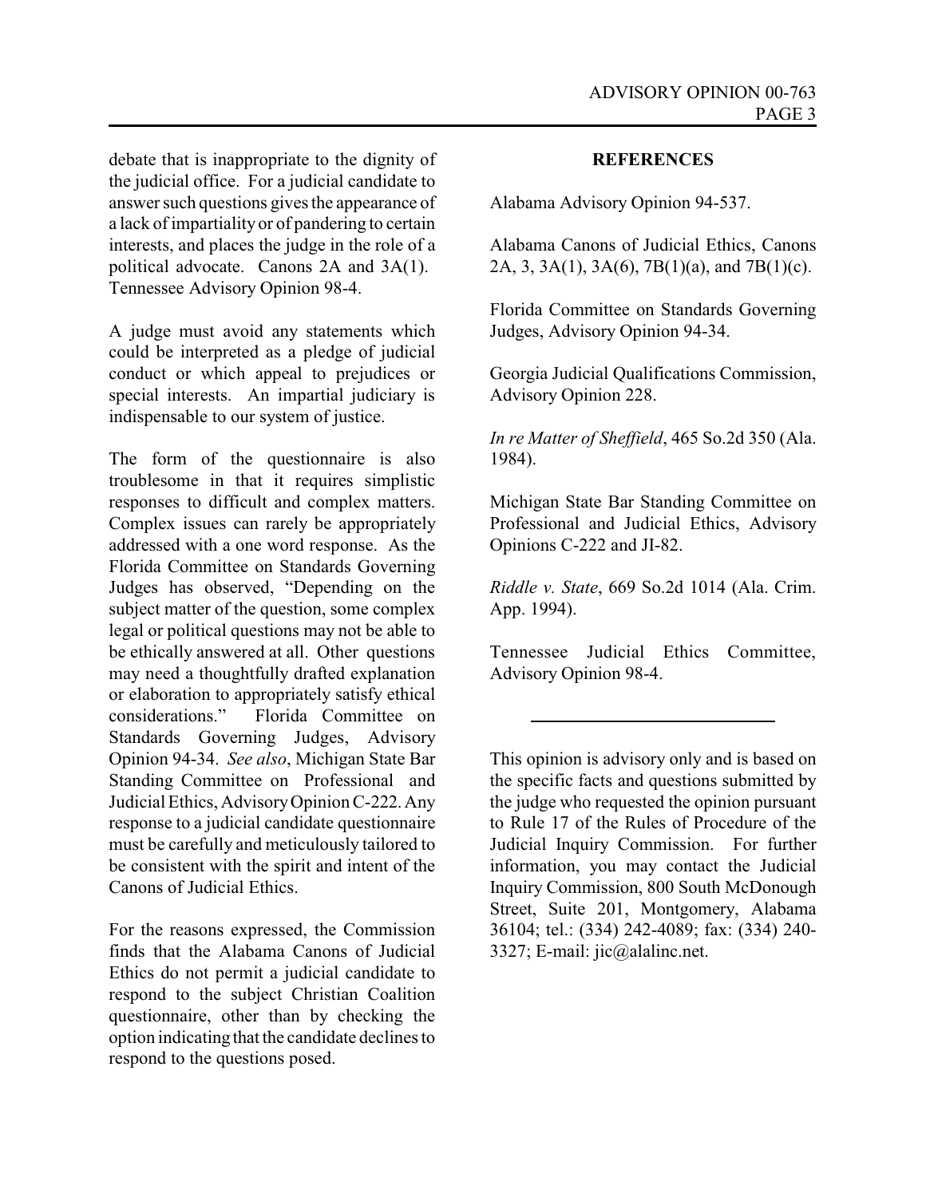debate that is inappropriate to the dignity of the judicial office. For a judicial candidate to answer such questions gives the appearance of a lack of impartiality or of pandering to certain interests, and places the judge in the role of a political advocate. Canons 2A and 3A(1). Tennessee Advisory Opinion 98-4.

A judge must avoid any statements which could be interpreted as a pledge of judicial conduct or which appeal to prejudices or special interests. An impartial judiciary is indispensable to our system of justice.

The form of the questionnaire is also troublesome in that it requires simplistic responses to difficult and complex matters. Complex issues can rarely be appropriately addressed with a one word response. As the Florida Committee on Standards Governing Judges has observed, "Depending on the subject matter of the question, some complex legal or political questions may not be able to be ethically answered at all. Other questions may need a thoughtfully drafted explanation or elaboration to appropriately satisfy ethical considerations." Florida Committee on Standards Governing Judges, Advisory Opinion 94-34. *See also*, Michigan State Bar Standing Committee on Professional and Judicial Ethics, Advisory Opinion C-222. Any response to a judicial candidate questionnaire must be carefully and meticulously tailored to be consistent with the spirit and intent of the Canons of Judicial Ethics.

For the reasons expressed, the Commission finds that the Alabama Canons of Judicial Ethics do not permit a judicial candidate to respond to the subject Christian Coalition questionnaire, other than by checking the option indicating that the candidate declines to respond to the questions posed.

**REFERENCES**

Alabama Advisory Opinion 94-537.

Alabama Canons of Judicial Ethics, Canons 2A, 3, 3A(1), 3A(6), 7B(1)(a), and 7B(1)(c).

Florida Committee on Standards Governing Judges, Advisory Opinion 94-34.

Georgia Judicial Qualifications Commission, Advisory Opinion 228.

*In re Matter of Sheffield*, 465 So.2d 350 (Ala. 1984).

Michigan State Bar Standing Committee on Professional and Judicial Ethics, Advisory Opinions C-222 and JI-82.

*Riddle v. State*, 669 So.2d 1014 (Ala. Crim. App. 1994).

Tennessee Judicial Ethics Committee, Advisory Opinion 98-4.

---

This opinion is advisory only and is based on the specific facts and questions submitted by the judge who requested the opinion pursuant to Rule 17 of the Rules of Procedure of the Judicial Inquiry Commission. For further information, you may contact the Judicial Inquiry Commission, 800 South McDonough Street, Suite 201, Montgomery, Alabama 36104; tel.: (334) 242-4089; fax: (334) 240-3327; E-mail: jic@alalinc.net.